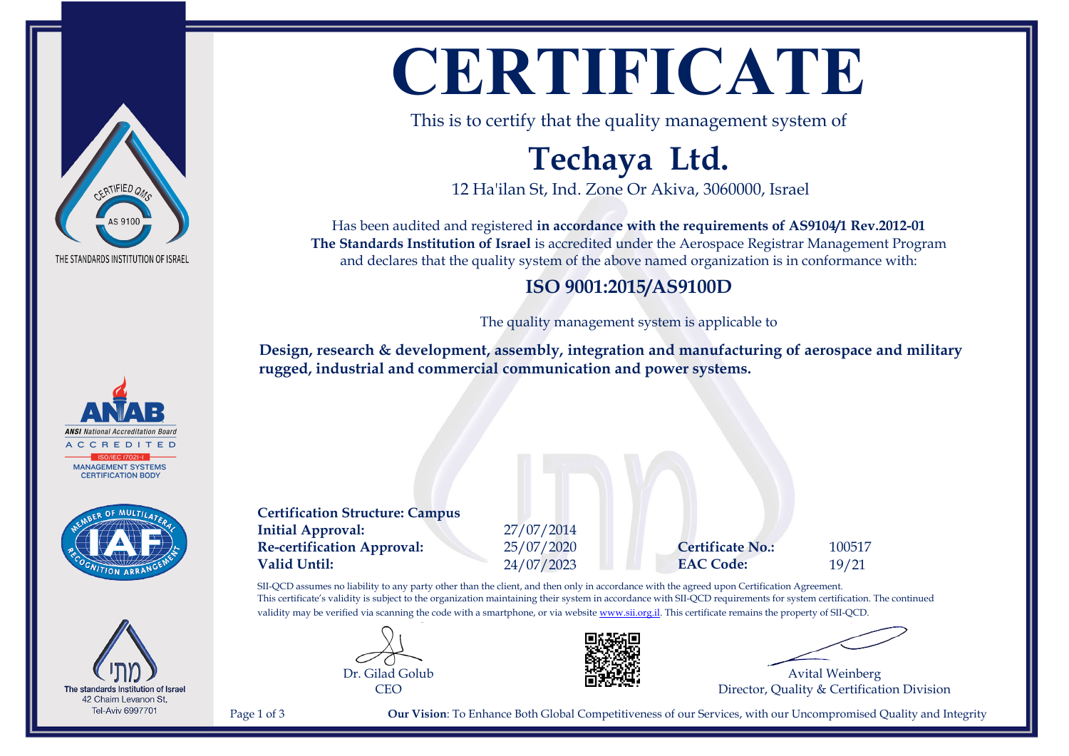CERTIFIED QMS

AS 9100

THE STANDARDS INSTITUTION OF ISRAEL

# CERTIFICATE

This is to certify that the quality management system of

## Techaya Ltd.

12 Ha'ilan St, Ind. Zone Or Akiva, 3060000, Israel

Has been audited and registered **in accordance with the requirements of AS9104/1 Rev.2012-01**
**The Standards Institution of Israel** is accredited under the Aerospace Registrar Management Program and declares that the quality system of the above named organization is in conformance with:

### ISO 9001:2015/AS9100D

The quality management system is applicable to

**Design, research & development, assembly, integration and manufacturing of aerospace and military rugged, industrial and commercial communication and power systems.**

**Certification Structure: Campus**

| | | | |
|---|---|---|---|
| **Initial Approval:** | 27/07/2014 | | |
| **Re-certification Approval:** | 25/07/2020 | **Certificate No.:** | 100517 |
| **Valid Until:** | 24/07/2023 | **EAC Code:** | 19/21 |

SII-QCD assumes no liability to any party other than the client, and then only in accordance with the agreed upon Certification Agreement. This certificate's validity is subject to the organization maintaining their system in accordance with SII-QCD requirements for system certification. The continued validity may be verified via scanning the code with a smartphone, or via website www.sii.org.il. This certificate remains the property of SII-QCD.

Dr. Gilad Golub
CEO

Avital Weinberg
Director, Quality & Certification Division

ANAB
ANSI National Accreditation Board
ACCREDITED
ISO/IEC 17021-1
MANAGEMENT SYSTEMS CERTIFICATION BODY

MEMBER OF MULTILATERAL RECOGNITION ARRANGEMENT
IAF

מתי
The standards Institution of Israel
42 Chaim Levanon St,
Tel-Aviv 6997701

**Our Vision**: To Enhance Both Global Competitiveness of our Services, with our Uncompromised Quality and Integrity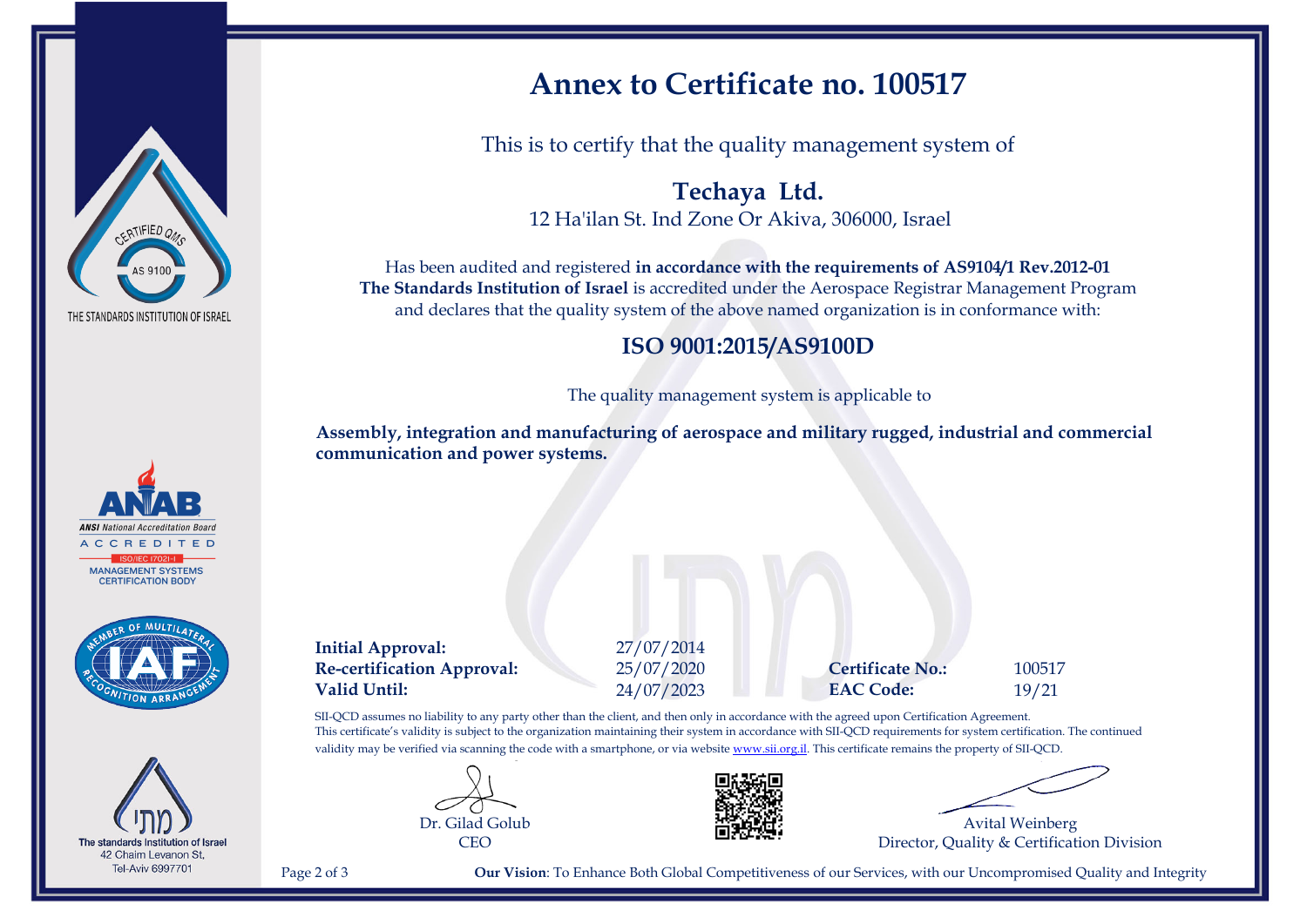CERTIFIED QMS
AS 9100
THE STANDARDS INSTITUTION OF ISRAEL

ANAB
ANSI National Accreditation Board
ACCREDITED
ISO/IEC 17021-1
MANAGEMENT SYSTEMS CERTIFICATION BODY

MEMBER OF MULTILATERAL RECOGNITION ARRANGEMENT IAF

The standards Institution of Israel
42 Chaim Levanon St,
Tel-Aviv 6997701

# Annex to Certificate no. 100517

This is to certify that the quality management system of

**Techaya Ltd.**
12 Ha'ilan St. Ind Zone Or Akiva, 306000, Israel

Has been audited and registered **in accordance with the requirements of AS9104/1 Rev.2012-01**
**The Standards Institution of Israel** is accredited under the Aerospace Registrar Management Program and declares that the quality system of the above named organization is in conformance with:

## ISO 9001:2015/AS9100D

The quality management system is applicable to

**Assembly, integration and manufacturing of aerospace and military rugged, industrial and commercial communication and power systems.**

| | | | |
|---|---|---|---|
| **Initial Approval:** | 27/07/2014 | | |
| **Re-certification Approval:** | 25/07/2020 | **Certificate No.:** | 100517 |
| **Valid Until:** | 24/07/2023 | **EAC Code:** | 19/21 |

SII-QCD assumes no liability to any party other than the client, and then only in accordance with the agreed upon Certification Agreement.
This certificate's validity is subject to the organization maintaining their system in accordance with SII-QCD requirements for system certification. The continued validity may be verified via scanning the code with a smartphone, or via website www.sii.org.il. This certificate remains the property of SII-QCD.

Dr. Gilad Golub
CEO

Avital Weinberg
Director, Quality & Certification Division

**Our Vision**: To Enhance Both Global Competitiveness of our Services, with our Uncompromised Quality and Integrity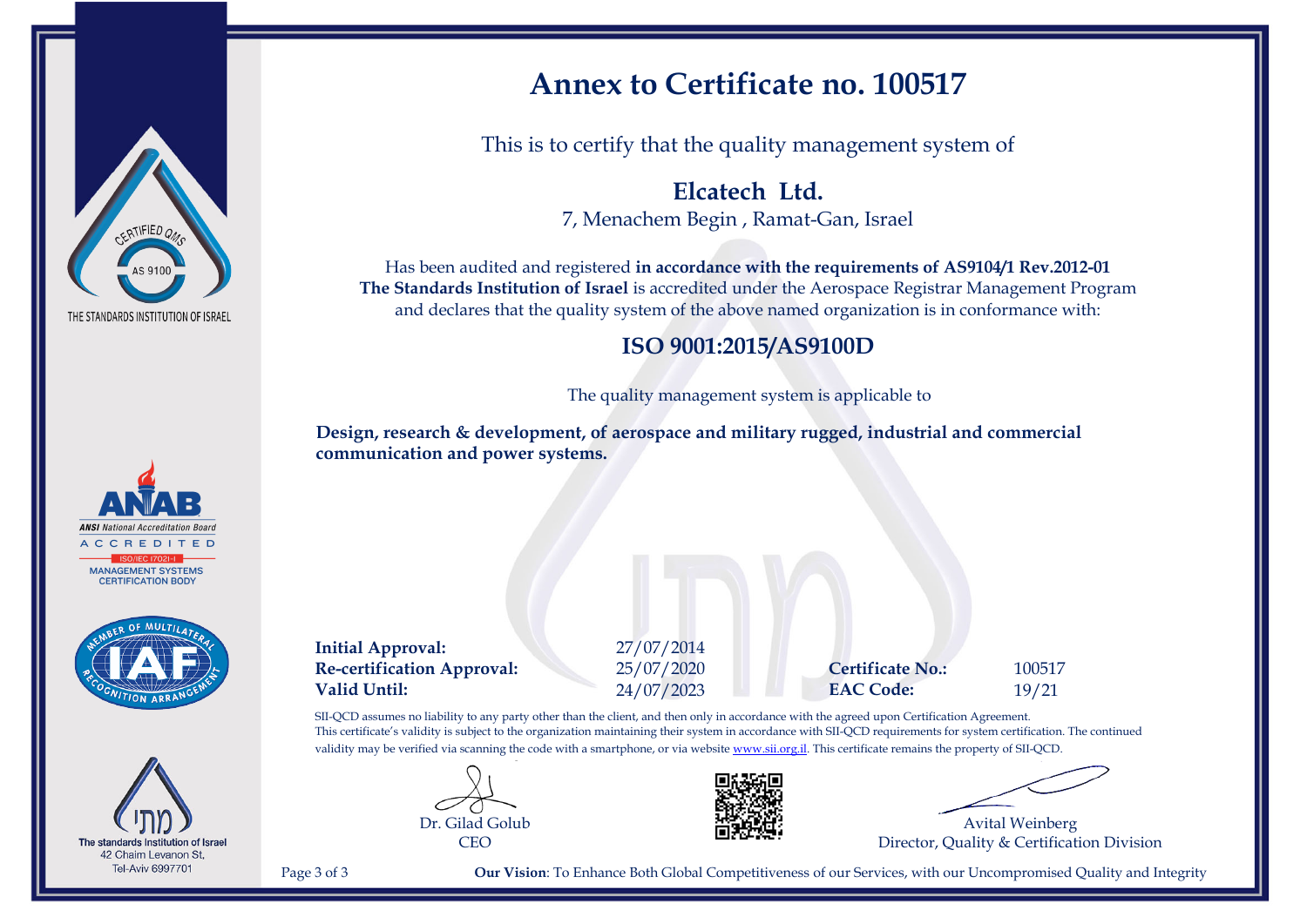CERTIFIED QMS
AS 9100
THE STANDARDS INSTITUTION OF ISRAEL

ANAB
ANSI National Accreditation Board
ACCREDITED
ISO/IEC 17021-1
MANAGEMENT SYSTEMS CERTIFICATION BODY

MEMBER OF MULTILATERAL RECOGNITION ARRANGEMENT
IAF

מתי
The standards Institution of Israel
42 Chaim Levanon St,
Tel-Aviv 6997701

# Annex to Certificate no. 100517

This is to certify that the quality management system of

**Elcatech Ltd.**

7, Menachem Begin , Ramat-Gan, Israel

Has been audited and registered **in accordance with the requirements of AS9104/1 Rev.2012-01**
**The Standards Institution of Israel** is accredited under the Aerospace Registrar Management Program and declares that the quality system of the above named organization is in conformance with:

## ISO 9001:2015/AS9100D

The quality management system is applicable to

**Design, research & development, of aerospace and military rugged, industrial and commercial communication and power systems.**

| | | | |
|---|---|---|---|
| **Initial Approval:** | 27/07/2014 | | |
| **Re-certification Approval:** | 25/07/2020 | **Certificate No.:** | 100517 |
| **Valid Until:** | 24/07/2023 | **EAC Code:** | 19/21 |

SII-QCD assumes no liability to any party other than the client, and then only in accordance with the agreed upon Certification Agreement.
This certificate's validity is subject to the organization maintaining their system in accordance with SII-QCD requirements for system certification. The continued validity may be verified via scanning the code with a smartphone, or via website www.sii.org.il. This certificate remains the property of SII-QCD.

Dr. Gilad Golub
CEO

Avital Weinberg
Director, Quality & Certification Division

**Our Vision**: To Enhance Both Global Competitiveness of our Services, with our Uncompromised Quality and Integrity